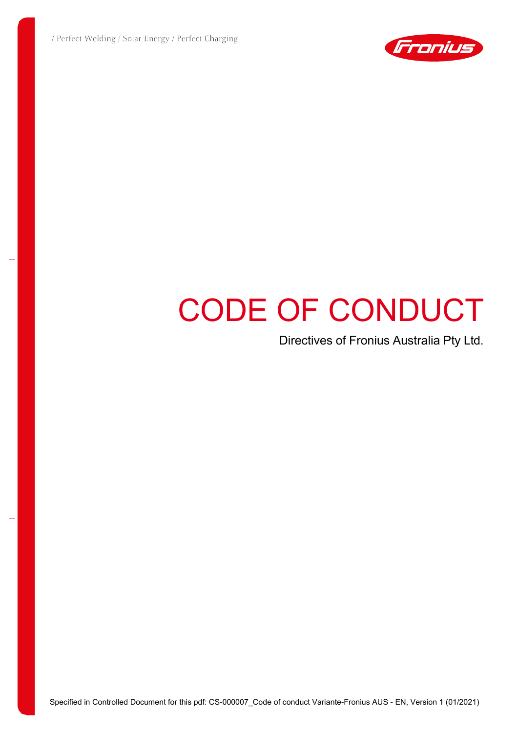/ Perfect Welding / Solar Energy / Perfect Charging

# CODE OF CONDUCT

Directives of Fronius Australia Pty Ltd.

Specified in Controlled Document for this pdf: CS-000007_Code of conduct Variante-Fronius AUS - EN, Version 1 (01/2021)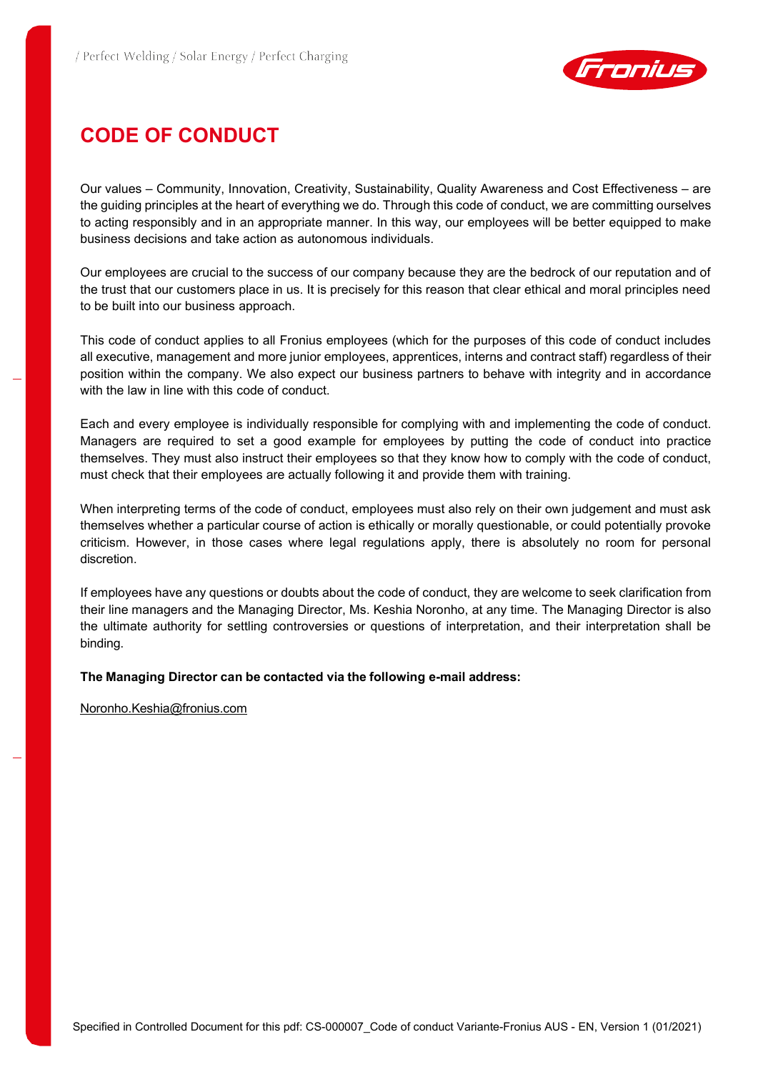# CODE OF CONDUCT

Our values – Community, Innovation, Creativity, Sustainability, Quality Awareness and Cost Effectiveness – are the guiding principles at the heart of everything we do. Through this code of conduct, we are committing ourselves to acting responsibly and in an appropriate manner. In this way, our employees will be better equipped to make business decisions and take action as autonomous individuals.

Our employees are crucial to the success of our company because they are the bedrock of our reputation and of the trust that our customers place in us. It is precisely for this reason that clear ethical and moral principles need to be built into our business approach.

This code of conduct applies to all Fronius employees (which for the purposes of this code of conduct includes all executive, management and more junior employees, apprentices, interns and contract staff) regardless of their position within the company. We also expect our business partners to behave with integrity and in accordance with the law in line with this code of conduct.

Each and every employee is individually responsible for complying with and implementing the code of conduct. Managers are required to set a good example for employees by putting the code of conduct into practice themselves. They must also instruct their employees so that they know how to comply with the code of conduct, must check that their employees are actually following it and provide them with training.

When interpreting terms of the code of conduct, employees must also rely on their own judgement and must ask themselves whether a particular course of action is ethically or morally questionable, or could potentially provoke criticism. However, in those cases where legal regulations apply, there is absolutely no room for personal discretion.

If employees have any questions or doubts about the code of conduct, they are welcome to seek clarification from their line managers and the Managing Director, Ms. Keshia Noronho, at any time. The Managing Director is also the ultimate authority for settling controversies or questions of interpretation, and their interpretation shall be binding.

**The Managing Director can be contacted via the following e-mail address:**

Noronho.Keshia@fronius.com

Specified in Controlled Document for this pdf: CS-000007_Code of conduct Variante-Fronius AUS - EN, Version 1 (01/2021)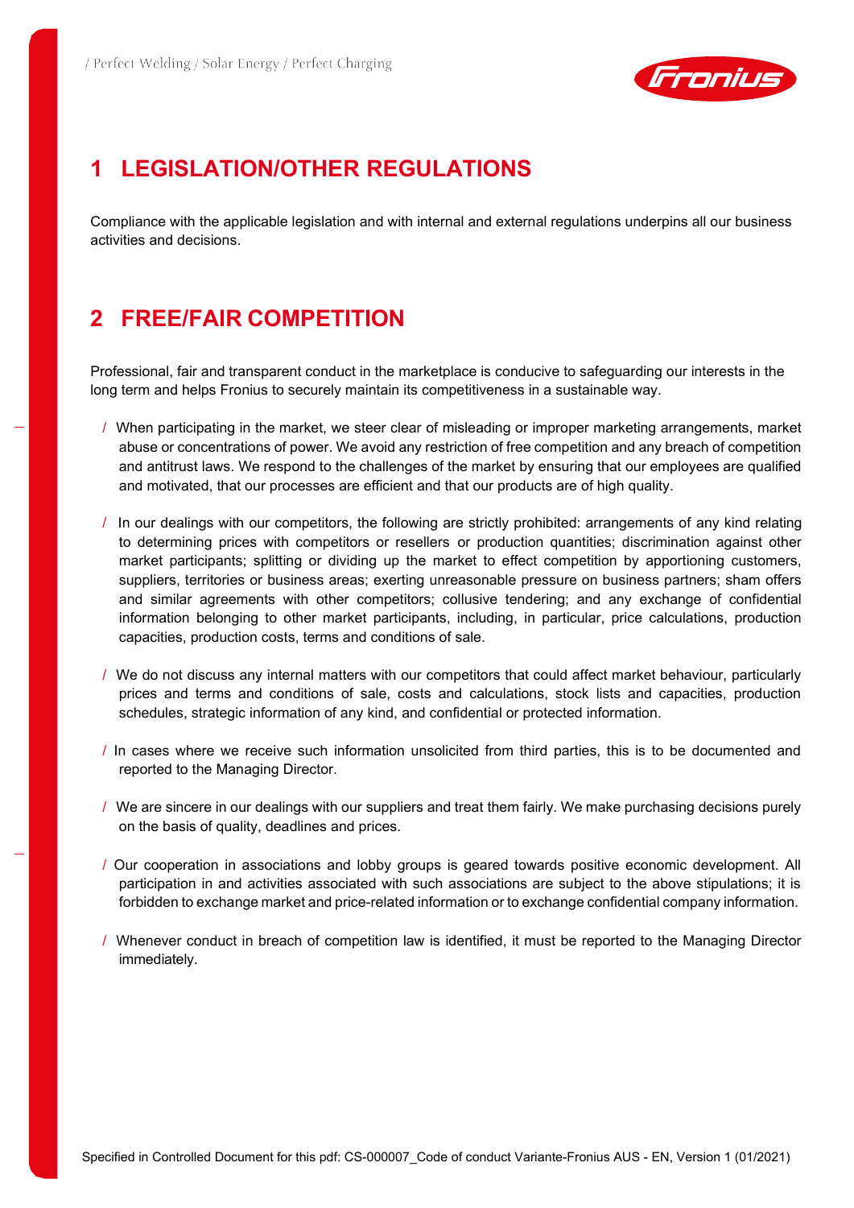# 1 LEGISLATION/OTHER REGULATIONS

Compliance with the applicable legislation and with internal and external regulations underpins all our business activities and decisions.

# 2 FREE/FAIR COMPETITION

Professional, fair and transparent conduct in the marketplace is conducive to safeguarding our interests in the long term and helps Fronius to securely maintain its competitiveness in a sustainable way.

- When participating in the market, we steer clear of misleading or improper marketing arrangements, market abuse or concentrations of power. We avoid any restriction of free competition and any breach of competition and antitrust laws. We respond to the challenges of the market by ensuring that our employees are qualified and motivated, that our processes are efficient and that our products are of high quality.
- In our dealings with our competitors, the following are strictly prohibited: arrangements of any kind relating to determining prices with competitors or resellers or production quantities; discrimination against other market participants; splitting or dividing up the market to effect competition by apportioning customers, suppliers, territories or business areas; exerting unreasonable pressure on business partners; sham offers and similar agreements with other competitors; collusive tendering; and any exchange of confidential information belonging to other market participants, including, in particular, price calculations, production capacities, production costs, terms and conditions of sale.
- We do not discuss any internal matters with our competitors that could affect market behaviour, particularly prices and terms and conditions of sale, costs and calculations, stock lists and capacities, production schedules, strategic information of any kind, and confidential or protected information.
- In cases where we receive such information unsolicited from third parties, this is to be documented and reported to the Managing Director.
- We are sincere in our dealings with our suppliers and treat them fairly. We make purchasing decisions purely on the basis of quality, deadlines and prices.
- Our cooperation in associations and lobby groups is geared towards positive economic development. All participation in and activities associated with such associations are subject to the above stipulations; it is forbidden to exchange market and price-related information or to exchange confidential company information.
- Whenever conduct in breach of competition law is identified, it must be reported to the Managing Director immediately.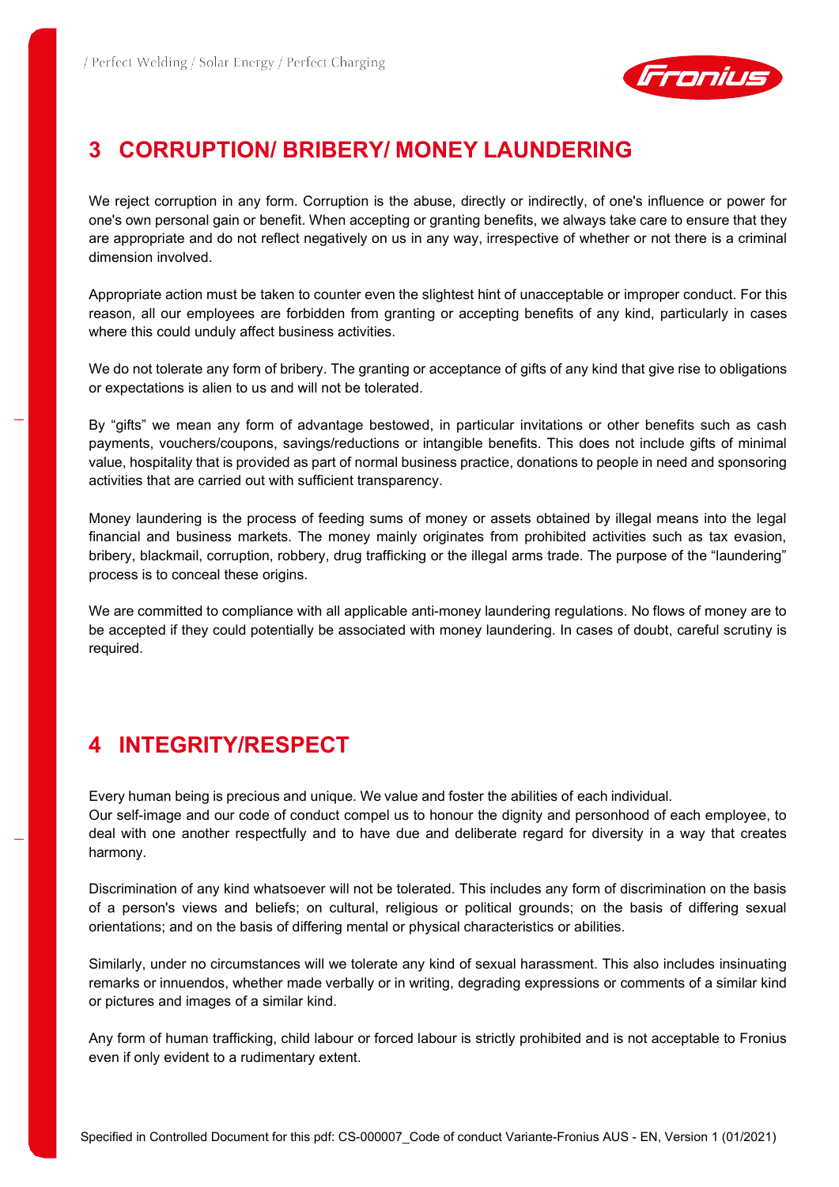# 3 CORRUPTION/ BRIBERY/ MONEY LAUNDERING

We reject corruption in any form. Corruption is the abuse, directly or indirectly, of one's influence or power for one's own personal gain or benefit. When accepting or granting benefits, we always take care to ensure that they are appropriate and do not reflect negatively on us in any way, irrespective of whether or not there is a criminal dimension involved.

Appropriate action must be taken to counter even the slightest hint of unacceptable or improper conduct. For this reason, all our employees are forbidden from granting or accepting benefits of any kind, particularly in cases where this could unduly affect business activities.

We do not tolerate any form of bribery. The granting or acceptance of gifts of any kind that give rise to obligations or expectations is alien to us and will not be tolerated.

By "gifts" we mean any form of advantage bestowed, in particular invitations or other benefits such as cash payments, vouchers/coupons, savings/reductions or intangible benefits. This does not include gifts of minimal value, hospitality that is provided as part of normal business practice, donations to people in need and sponsoring activities that are carried out with sufficient transparency.

Money laundering is the process of feeding sums of money or assets obtained by illegal means into the legal financial and business markets. The money mainly originates from prohibited activities such as tax evasion, bribery, blackmail, corruption, robbery, drug trafficking or the illegal arms trade. The purpose of the "laundering" process is to conceal these origins.

We are committed to compliance with all applicable anti-money laundering regulations. No flows of money are to be accepted if they could potentially be associated with money laundering. In cases of doubt, careful scrutiny is required.

# 4 INTEGRITY/RESPECT

Every human being is precious and unique. We value and foster the abilities of each individual.
Our self-image and our code of conduct compel us to honour the dignity and personhood of each employee, to deal with one another respectfully and to have due and deliberate regard for diversity in a way that creates harmony.

Discrimination of any kind whatsoever will not be tolerated. This includes any form of discrimination on the basis of a person's views and beliefs; on cultural, religious or political grounds; on the basis of differing sexual orientations; and on the basis of differing mental or physical characteristics or abilities.

Similarly, under no circumstances will we tolerate any kind of sexual harassment. This also includes insinuating remarks or innuendos, whether made verbally or in writing, degrading expressions or comments of a similar kind or pictures and images of a similar kind.

Any form of human trafficking, child labour or forced labour is strictly prohibited and is not acceptable to Fronius even if only evident to a rudimentary extent.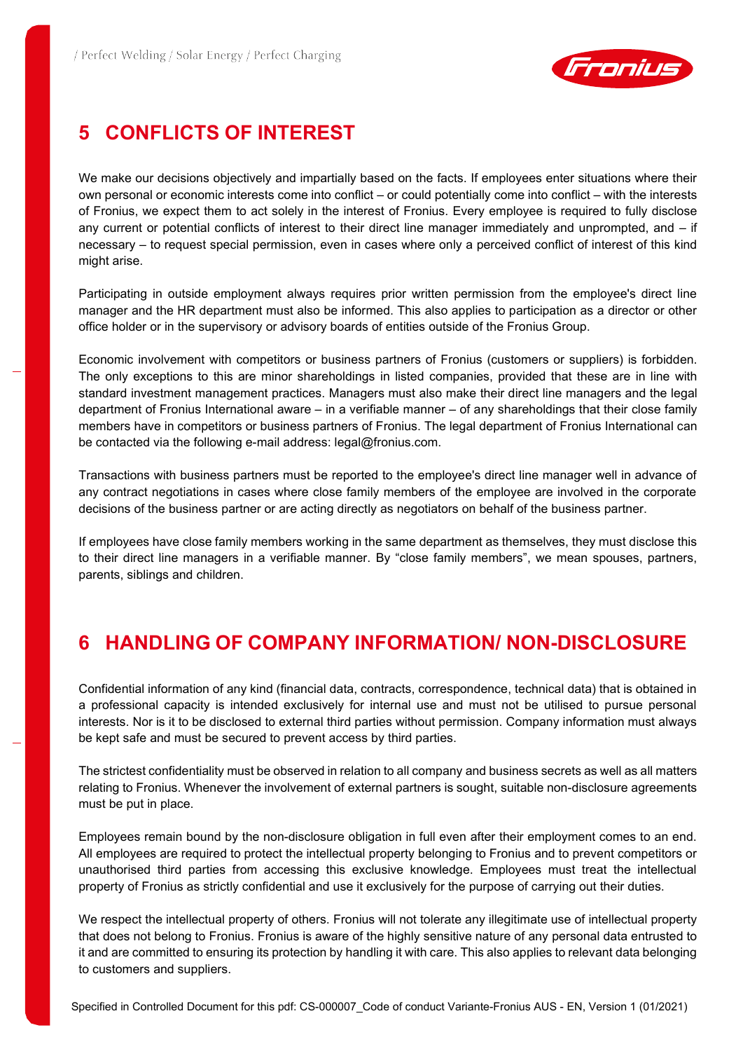# 5 CONFLICTS OF INTEREST

We make our decisions objectively and impartially based on the facts. If employees enter situations where their own personal or economic interests come into conflict – or could potentially come into conflict – with the interests of Fronius, we expect them to act solely in the interest of Fronius. Every employee is required to fully disclose any current or potential conflicts of interest to their direct line manager immediately and unprompted, and – if necessary – to request special permission, even in cases where only a perceived conflict of interest of this kind might arise.

Participating in outside employment always requires prior written permission from the employee's direct line manager and the HR department must also be informed. This also applies to participation as a director or other office holder or in the supervisory or advisory boards of entities outside of the Fronius Group.

Economic involvement with competitors or business partners of Fronius (customers or suppliers) is forbidden. The only exceptions to this are minor shareholdings in listed companies, provided that these are in line with standard investment management practices. Managers must also make their direct line managers and the legal department of Fronius International aware – in a verifiable manner – of any shareholdings that their close family members have in competitors or business partners of Fronius. The legal department of Fronius International can be contacted via the following e-mail address: legal@fronius.com.

Transactions with business partners must be reported to the employee's direct line manager well in advance of any contract negotiations in cases where close family members of the employee are involved in the corporate decisions of the business partner or are acting directly as negotiators on behalf of the business partner.

If employees have close family members working in the same department as themselves, they must disclose this to their direct line managers in a verifiable manner. By "close family members", we mean spouses, partners, parents, siblings and children.

# 6 HANDLING OF COMPANY INFORMATION/ NON-DISCLOSURE

Confidential information of any kind (financial data, contracts, correspondence, technical data) that is obtained in a professional capacity is intended exclusively for internal use and must not be utilised to pursue personal interests. Nor is it to be disclosed to external third parties without permission. Company information must always be kept safe and must be secured to prevent access by third parties.

The strictest confidentiality must be observed in relation to all company and business secrets as well as all matters relating to Fronius. Whenever the involvement of external partners is sought, suitable non-disclosure agreements must be put in place.

Employees remain bound by the non-disclosure obligation in full even after their employment comes to an end. All employees are required to protect the intellectual property belonging to Fronius and to prevent competitors or unauthorised third parties from accessing this exclusive knowledge. Employees must treat the intellectual property of Fronius as strictly confidential and use it exclusively for the purpose of carrying out their duties.

We respect the intellectual property of others. Fronius will not tolerate any illegitimate use of intellectual property that does not belong to Fronius. Fronius is aware of the highly sensitive nature of any personal data entrusted to it and are committed to ensuring its protection by handling it with care. This also applies to relevant data belonging to customers and suppliers.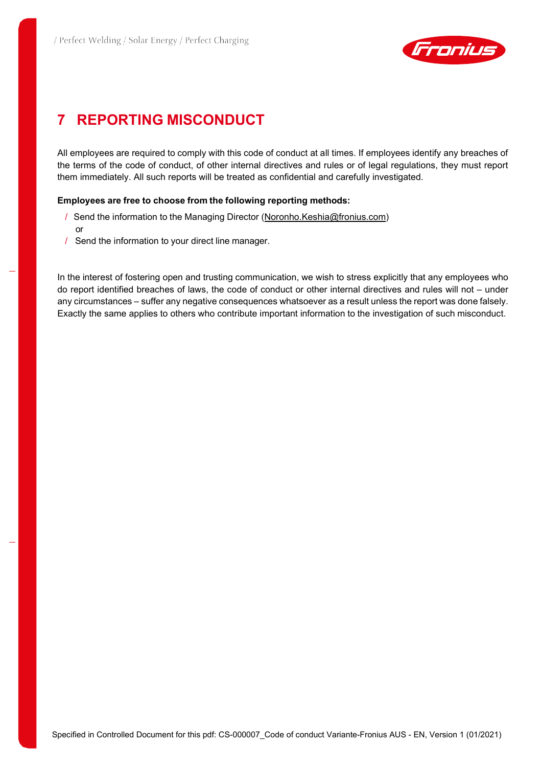# 7 REPORTING MISCONDUCT

All employees are required to comply with this code of conduct at all times. If employees identify any breaches of the terms of the code of conduct, of other internal directives and rules or of legal regulations, they must report them immediately. All such reports will be treated as confidential and carefully investigated.

**Employees are free to choose from the following reporting methods:**

- Send the information to the Managing Director (Noronho.Keshia@fronius.com)
  or
- Send the information to your direct line manager.

In the interest of fostering open and trusting communication, we wish to stress explicitly that any employees who do report identified breaches of laws, the code of conduct or other internal directives and rules will not – under any circumstances – suffer any negative consequences whatsoever as a result unless the report was done falsely. Exactly the same applies to others who contribute important information to the investigation of such misconduct.